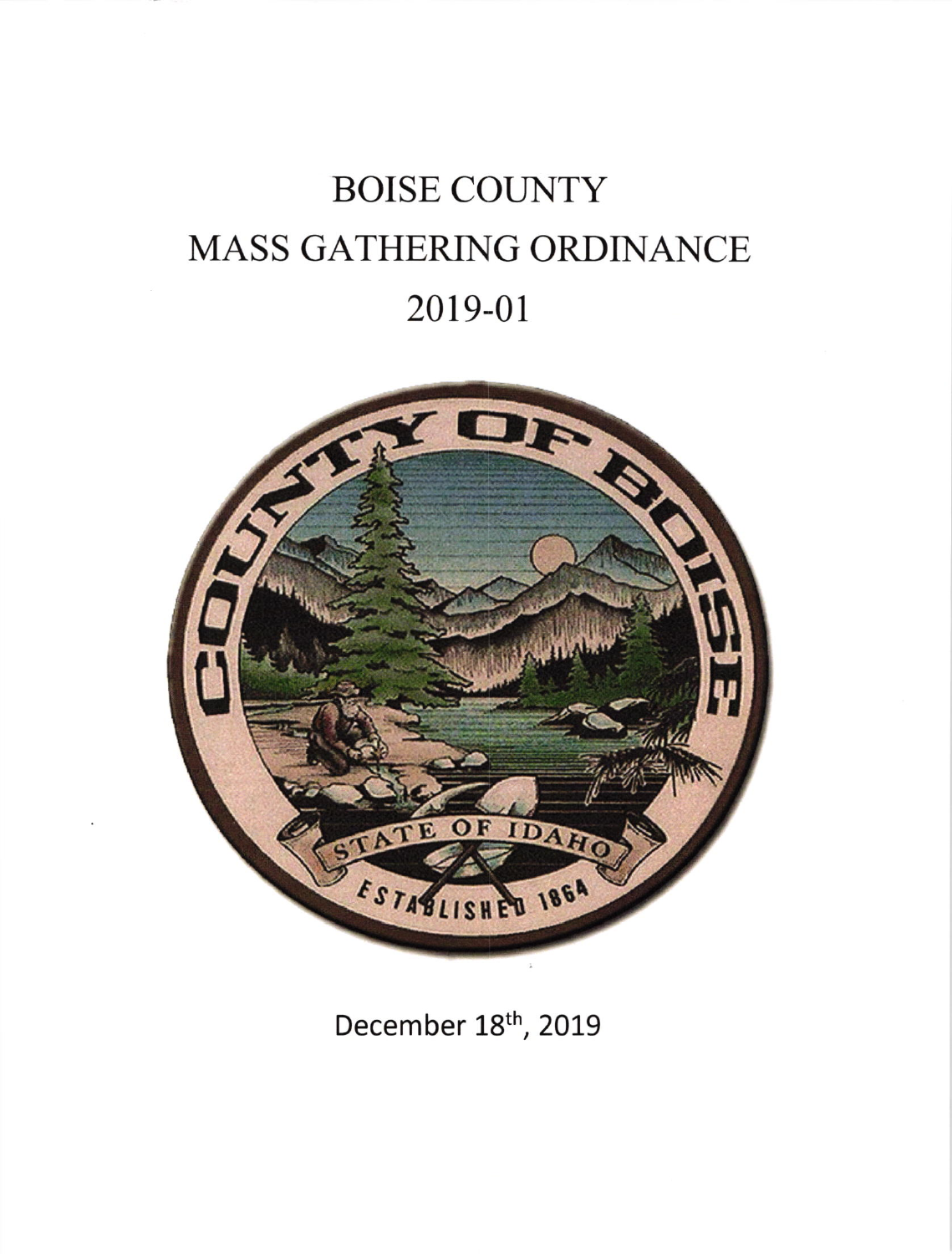# BOISE COUNTY
# MASS GATHERING ORDINANCE
# 2019-01

December 18th, 2019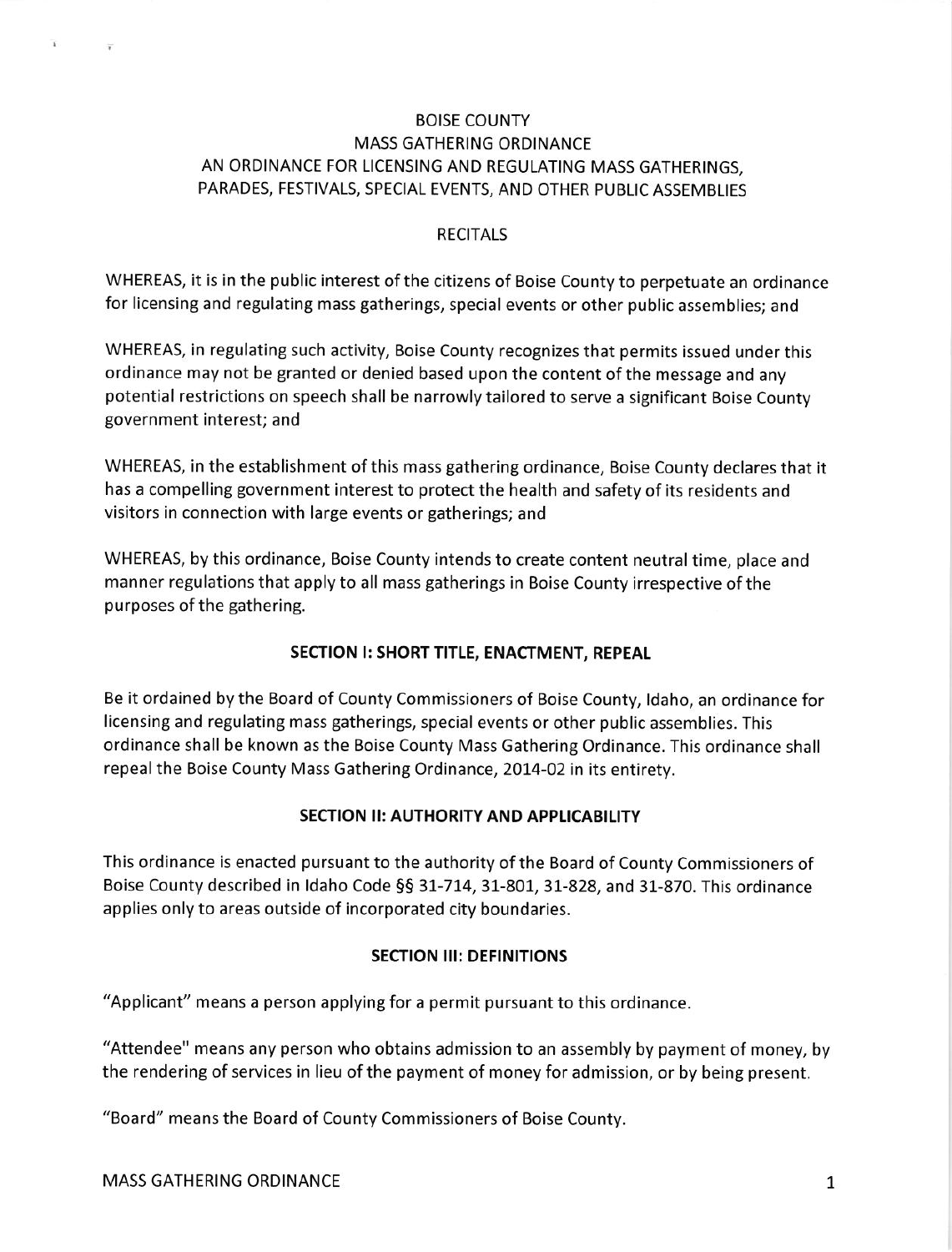# BOISE COUNTY
# MASS GATHERING ORDINANCE
## AN ORDINANCE FOR LICENSING AND REGULATING MASS GATHERINGS, PARADES, FESTIVALS, SPECIAL EVENTS, AND OTHER PUBLIC ASSEMBLIES

### RECITALS

WHEREAS, it is in the public interest of the citizens of Boise County to perpetuate an ordinance for licensing and regulating mass gatherings, special events or other public assemblies; and

WHEREAS, in regulating such activity, Boise County recognizes that permits issued under this ordinance may not be granted or denied based upon the content of the message and any potential restrictions on speech shall be narrowly tailored to serve a significant Boise County government interest; and

WHEREAS, in the establishment of this mass gathering ordinance, Boise County declares that it has a compelling government interest to protect the health and safety of its residents and visitors in connection with large events or gatherings; and

WHEREAS, by this ordinance, Boise County intends to create content neutral time, place and manner regulations that apply to all mass gatherings in Boise County irrespective of the purposes of the gathering.

### SECTION I: SHORT TITLE, ENACTMENT, REPEAL

Be it ordained by the Board of County Commissioners of Boise County, Idaho, an ordinance for licensing and regulating mass gatherings, special events or other public assemblies. This ordinance shall be known as the Boise County Mass Gathering Ordinance. This ordinance shall repeal the Boise County Mass Gathering Ordinance, 2014-02 in its entirety.

### SECTION II: AUTHORITY AND APPLICABILITY

This ordinance is enacted pursuant to the authority of the Board of County Commissioners of Boise County described in Idaho Code §§ 31-714, 31-801, 31-828, and 31-870. This ordinance applies only to areas outside of incorporated city boundaries.

### SECTION III: DEFINITIONS

"Applicant" means a person applying for a permit pursuant to this ordinance.

"Attendee" means any person who obtains admission to an assembly by payment of money, by the rendering of services in lieu of the payment of money for admission, or by being present.

"Board" means the Board of County Commissioners of Boise County.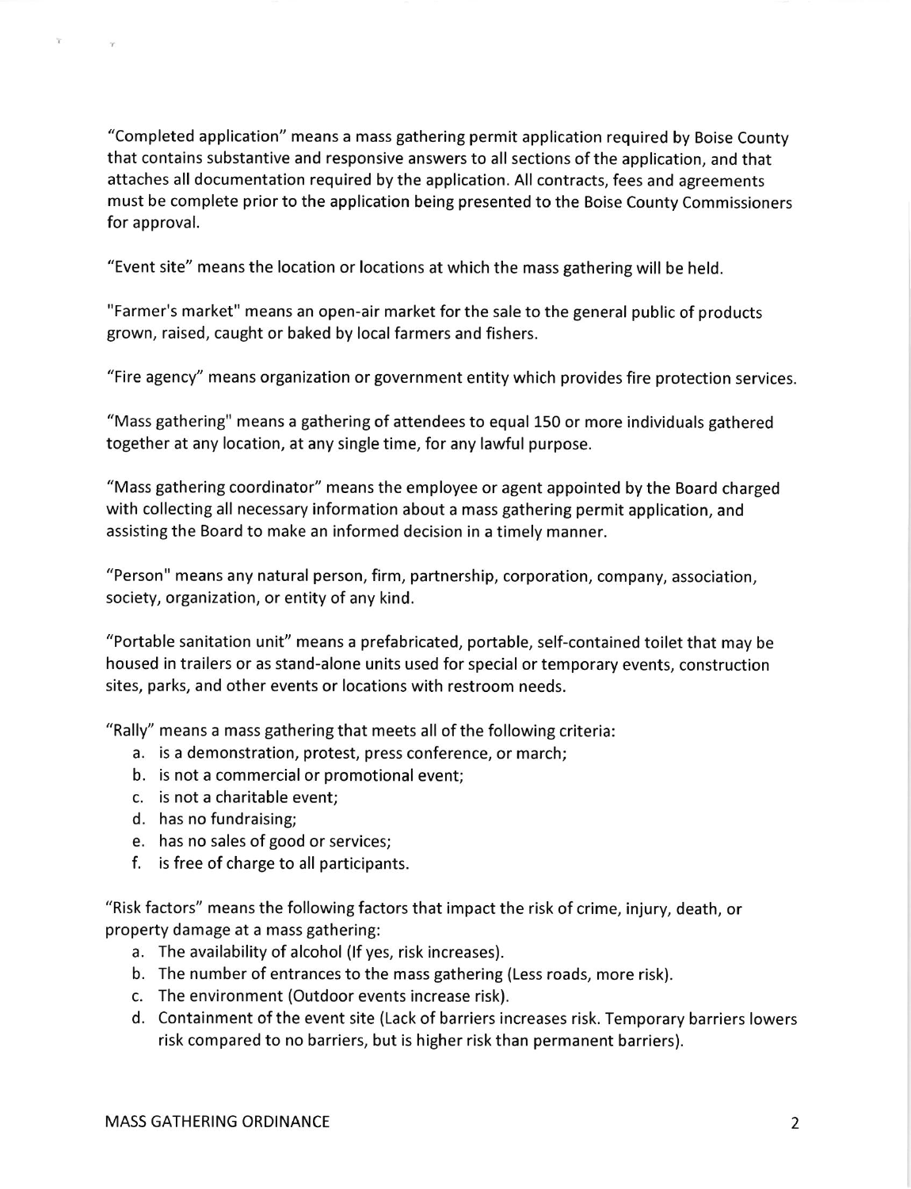"Completed application" means a mass gathering permit application required by Boise County that contains substantive and responsive answers to all sections of the application, and that attaches all documentation required by the application. All contracts, fees and agreements must be complete prior to the application being presented to the Boise County Commissioners for approval.

"Event site" means the location or locations at which the mass gathering will be held.

"Farmer's market" means an open-air market for the sale to the general public of products grown, raised, caught or baked by local farmers and fishers.

"Fire agency" means organization or government entity which provides fire protection services.

"Mass gathering" means a gathering of attendees to equal 150 or more individuals gathered together at any location, at any single time, for any lawful purpose.

"Mass gathering coordinator" means the employee or agent appointed by the Board charged with collecting all necessary information about a mass gathering permit application, and assisting the Board to make an informed decision in a timely manner.

"Person" means any natural person, firm, partnership, corporation, company, association, society, organization, or entity of any kind.

"Portable sanitation unit" means a prefabricated, portable, self-contained toilet that may be housed in trailers or as stand-alone units used for special or temporary events, construction sites, parks, and other events or locations with restroom needs.

"Rally" means a mass gathering that meets all of the following criteria:

a. is a demonstration, protest, press conference, or march;
b. is not a commercial or promotional event;
c. is not a charitable event;
d. has no fundraising;
e. has no sales of good or services;
f. is free of charge to all participants.

"Risk factors" means the following factors that impact the risk of crime, injury, death, or property damage at a mass gathering:

a. The availability of alcohol (If yes, risk increases).
b. The number of entrances to the mass gathering (Less roads, more risk).
c. The environment (Outdoor events increase risk).
d. Containment of the event site (Lack of barriers increases risk. Temporary barriers lowers risk compared to no barriers, but is higher risk than permanent barriers).